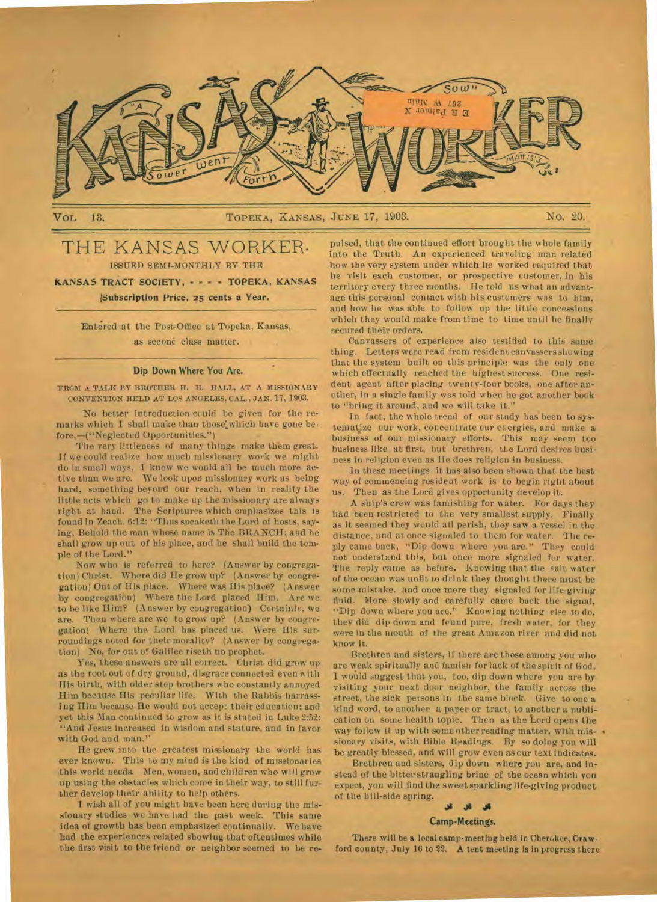# KANSAS WORKER

VOL. 13. TOPEKA, KANSAS, JUNE 17, 1903. NO. 20.

## THE KANSAS WORKER.

ISSUED SEMI-MONTHLY BY THE

**KANSAS TRACT SOCIETY, - - - - TOPEKA, KANSAS**

**Subscription Price, 25 cents a Year.**

Entered at the Post-Office at Topeka, Kansas, as second class matter.

### Dip Down Where You Are.

FROM A TALK BY BROTHER H. H. HALL, AT A MISSIONARY CONVENTION HELD AT LOS ANGELES, CAL., JAN. 17, 1903.

No better introduction could be given for the remarks which I shall make than those which have gone before,—("Neglected Opportunities.")

The very littleness of many things make them great. If we could realize how much missionary work we might do in small ways, I know we would all be much more active than we are. We look upon missionary work as being hard, something beyond our reach, when in reality the little acts which go to make up the missionary are always right at hand. The Scriptures which emphasizes this is found in Zech. 6:12: "Thus speaketh the Lord of hosts, saying, Behold the man whose name is The BRANCH; and he shall grow up out of his place, and he shall build the temple of the Lord."

Now who is referred to here? (Answer by congregation) Christ. Where did He grow up? (Answer by congregation) Out of His place. Where was His place? (Answer by congregation) Where the Lord placed Him. Are we to be like Him? (Answer by congregation) Certainly, we are. Then where are we to grow up? (Answer by congregation) Where the Lord has placed us. Were His surroundings noted for their morality? (Answer by congregation) No, for out of Galilee riseth no prophet.

Yes, these answers are all correct. Christ did grow up as the root out of dry ground, disgrace connected even with His birth, with older step brothers who constantly annoyed Him because His peculiar life. With the Rabbis harrassing Him because He would not accept their education; and yet this Man continued to grow as it is stated in Luke 2:52: "And Jesus increased in wisdom and stature, and in favor with God and man."

He grew into the greatest missionary the world has ever known. This to my mind is the kind of missionaries this world needs. Men, women, and children who will grow up using the obstacles which come in their way, to still further develop their ability to help others.

I wish all of you might have been here during the missionary studies we have had the past week. This same idea of growth has been emphasized continually. We have had the experiences related showing that oftentimes while the first visit to the friend or neighbor seemed to be repulsed, that the continued effort brought the whole family into the Truth. An experienced traveling man related how the very system under which he worked required that he visit each customer, or prospective customer, in his territory every three months. He told us what an advantage this personal contact with his customers was to him, and how he was able to follow up the little concessions which they would make from time to time until he finally secured their orders.

Canvassers of experience also testified to this same thing. Letters were read from resident canvassers showing that the system built on this principle was the only one which effectually reached the highest success. One resident agent after placing twenty-four books, one after another, in a single family was told when he got another book to "bring it around, and we will take it."

In fact, the whole trend of our study has been to systematize our work, concentrate our energies, and make a business of our missionary efforts. This may seem too business like at first, but brethren, the Lord desires business in religion even as He does religion in business.

In these meetings it has also been shown that the best way of commencing resident work is to begin right about us. Then as the Lord gives opportunity develop it.

A ship's crew was famishing for water. For days they had been restricted to the very smallest supply. Finally as it seemed they would all perish, they saw a vessel in the distance, and at once signaled to them for water. The reply came back, "Dip down where you are." They could not understand this, but once more signaled for water. The reply came as before. Knowing that the salt water of the ocean was unfit to drink they thought there must be some mistake, and once more they signaled for life-giving fluid. More slowly and carefully came back the signal, "Dip down where you are." Knowing nothing else to do, they did dip down and found pure, fresh water, for they were in the mouth of the great Amazon river and did not know it.

Brethren and sisters, if there are those among you who are weak spiritually and famish for lack of the spirit of God, I would suggest that you, too, dip down where you are by visiting your next door neighbor, the family across the street, the sick persons in the same block. Give to one a kind word, to another a paper or tract, to another a publication on some health topic. Then as the Lord opens the way follow it up with some other reading matter, with missionary visits, with Bible Readings. By so doing you will be greatly blessed, and will grow even as our text indicates.

Brethren and sisters, dip down where you are, and instead of the bitter strangling brine of the ocean which you expect, you will find the sweet sparkling life-giving product of the hill-side spring.

### Camp-Meetings.

There will be a local camp-meeting held in Cherokee, Crawford county, July 16 to 22. A tent meeting is in progress there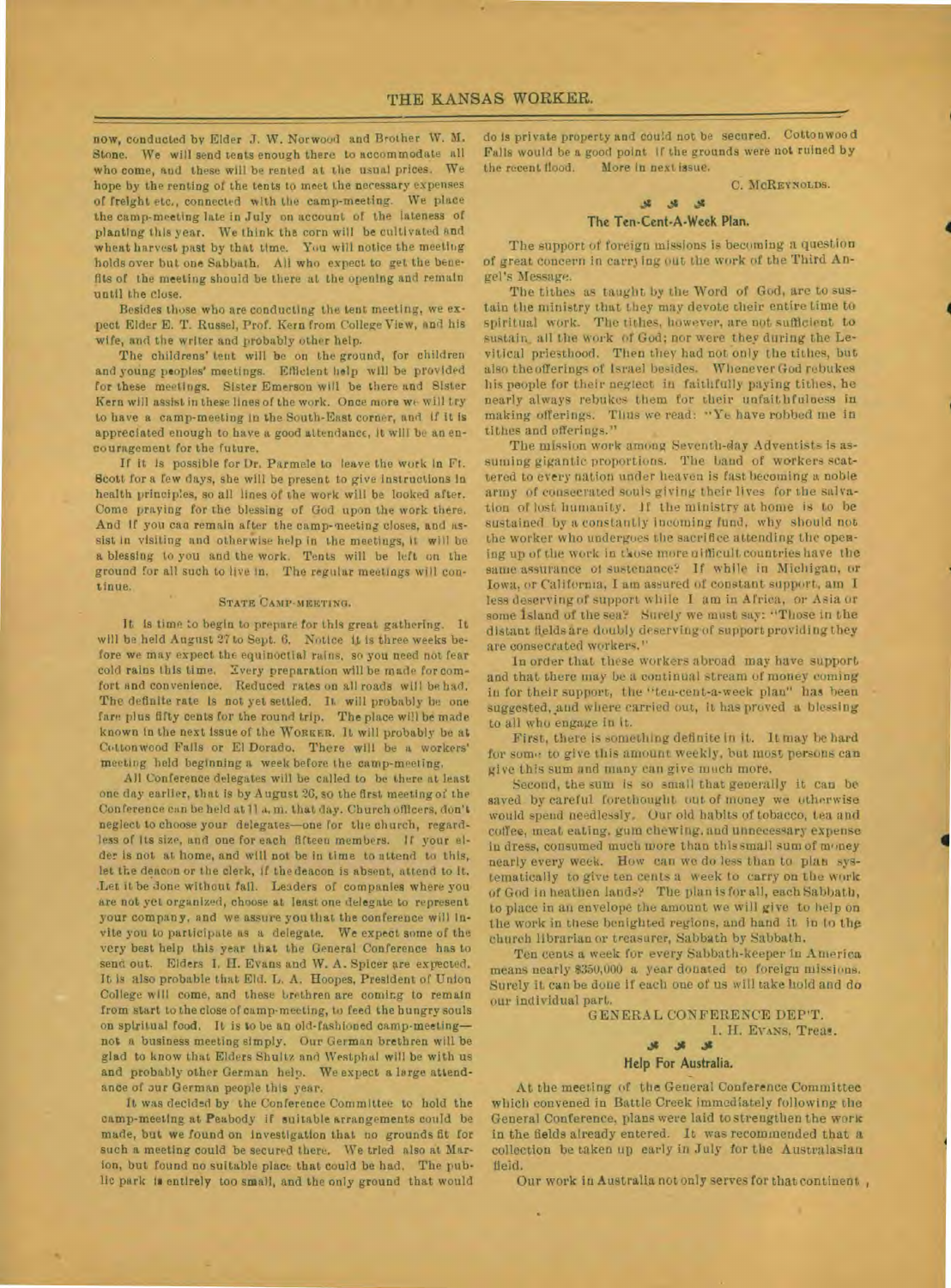now, conducted by Elder J. W. Norwood and Brother W. M. Stone. We will send tents enough there to accommodate all who come, and these will be rented at the usual prices. We hope by the renting of the tents to meet the necessary expenses of freight etc., connected with the camp-meeting. We place the camp-meeting late in July on account of the lateness of planting this year. We think the corn will be cultivated and wheat harvest past by that time. You will notice the meeting holds over but one Sabbath. All who expect to get the benefits of the meeting should be there at the opening and remain until the close.

Besides those who are conducting the tent meeting, we expect Elder E. T. Russel, Prof. Kern from College View, and his wife, and the writer and probably other help.

The childrens' tent will be on the ground, for children and young peoples' meetings. Efficient help will be provided for these meetings. Sister Emerson will be there and Sister Kern will assist in these lines of the work. Once more we will try to have a camp-meeting in the South-East corner, and if it is appreciated enough to have a good attendance, it will be an encouragement for the future.

If it is possible for Dr. Parmele to leave the work in Ft. Scott for a few days, she will be present to give instructions in health principles, so all lines of the work will be looked after. Come praying for the blessing of God upon the work there. And if you can remain after the camp-meeting closes, and assist in visiting and otherwise help in the meetings, it will be a blessing to you and the work. Tents will be left on the ground for all such to live in. The regular meetings will continue.

STATE CAMP-MEETING.

It is time to begin to prepare for this great gathering. It will be held August 27 to Sept. 6. Notice it is three weeks before we may expect the equinoctial rains, so you need not fear cold rains this time. Every preparation will be made for comfort and convenience. Reduced rates on all roads will be had. The definite rate is not yet settled. It will probably be one fare plus fifty cents for the round trip. The place will be made known in the next issue of the WORKER. It will probably be at Cottonwood Falls or El Dorado. There will be a workers' meeting held beginning a week before the camp-meeting.

All Conference delegates will be called to be there at least one day earlier, that is by August 26, so the first meeting of the Conference can be held at 11 a. m. that day. Church officers, don't neglect to choose your delegates—one for the church, regardless of its size, and one for each fifteen members. If your elder is not at home, and will not be in time to attend to this, let the deacon or the clerk, if the deacon is absent, attend to it. Let it be done without fail. Leaders of companies where you are not yet organized, choose at least one delegate to represent your company, and we assure you that the conference will invite you to participate as a delegate. We expect some of the very best help this year that the General Conference has to send out. Elders I. H. Evans and W. A. Spicer are expected. It is also probable that Eld. L. A. Hoopes, President of Union College will come, and these brethren are coming to remain from start to the close of camp-meeting, to feed the hungry souls on spiritual food. It is to be an old-fashioned camp-meeting—not a business meeting simply. Our German brethren will be glad to know that Elders Shultz and Westphal will be with us and probably other German help. We expect a large attendance of our German people this year.

It was decided by the Conference Committee to hold the camp-meeting at Peabody if suitable arrangements could be made, but we found on investigation that no grounds fit for such a meeting could be secured there. We tried also at Marion, but found no suitable place that could be had. The public park is entirely too small, and the only ground that would do is private property and could not be secured. Cottonwood Falls would be a good point if the grounds were not ruined by the recent flood. More in next issue.

C. McREYNOLDS.

## The Ten-Cent-A-Week Plan.

The support of foreign missions is becoming a question of great concern in carrying out the work of the Third Angel's Message.

The tithes as taught by the Word of God, are to sustain the ministry that they may devote their entire time to spiritual work. The tithes, however, are not sufficient to sustain all the work of God; nor were they during the Levitical priesthood. Then they had not only the tithes, but also the offerings of Israel besides. Whenever God rebukes his people for their neglect in faithfully paying tithes, he nearly always rebukes them for their unfaithfulness in making offerings. Thus we read: "Ye have robbed me in tithes and offerings."

The mission work among Seventh-day Adventists is assuming gigantic proportions. The band of workers scattered to every nation under heaven is fast becoming a noble army of consecrated souls giving their lives for the salvation of lost humanity. If the ministry at home is to be sustained by a constantly incoming fund, why should not the worker who undergoes the sacrifice attending the opening up of the work in those more difficult countries have the same assurance of sustenance? If while in Michigan, or Iowa, or California, I am assured of constant support, am I less deserving of support while I am in Africa, or Asia or some Island of the sea? Surely we must say: "Those in the distant fields are doubly deserving of support providing they are consecrated workers."

In order that these workers abroad may have support and that there may be a continual stream of money coming in for their support, the "ten-cent-a-week plan" has been suggested, and where carried out, it has proved a blessing to all who engage in it.

First, there is something definite in it. It may be hard for some to give this amount weekly, but most persons can give this sum and many can give much more.

Second, the sum is so small that generally it can be saved by careful forethought out of money we otherwise would spend needlessly. Our old habits of tobacco, tea and coffee, meat eating, gum chewing, and unnecessary expense in dress, consumed much more than this small sum of money nearly every week. How can we do less than to plan systematically to give ten cents a week to carry on the work of God in heathen lands? The plan is for all, each Sabbath, to place in an envelope the amount we will give to help on the work in these benighted regions, and hand it in to the church librarian or treasurer, Sabbath by Sabbath.

Ten cents a week for every Sabbath-keeper in America means nearly $350,000 a year donated to foreign missions. Surely it can be done if each one of us will take hold and do our individual part.

GENERAL CONFERENCE DEP'T.

I. H. EVANS, Treas.

## Help For Australia.

At the meeting of the General Conference Committee which convened in Battle Creek immediately following the General Conference, plans were laid to strengthen the work in the fields already entered. It was recommended that a collection be taken up early in July for the Australasian field.

Our work in Australia not only serves for that continent ,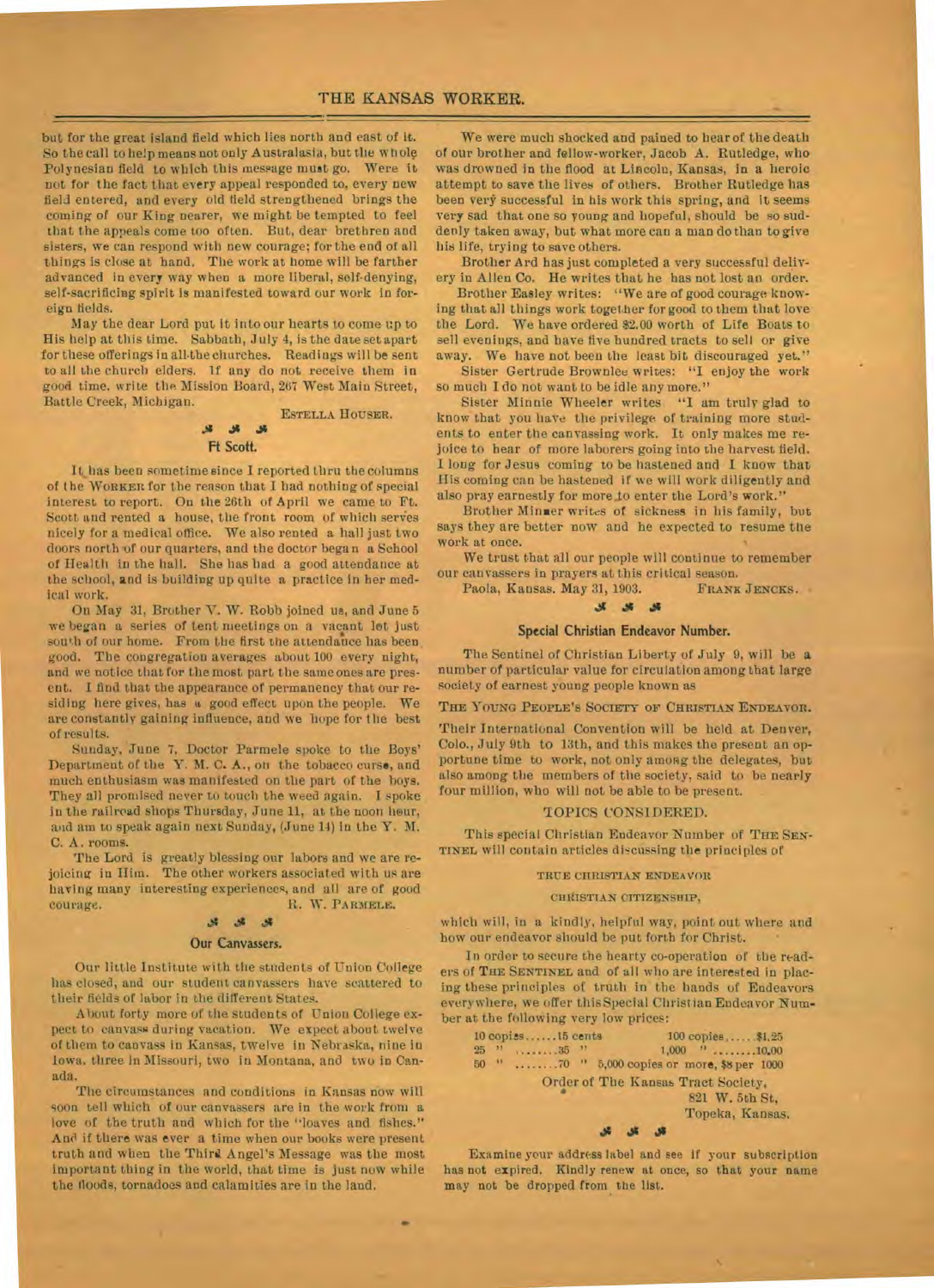but for the great island field which lies north and east of it. So the call to help means not only Australasia, but the whole Polynesian field to which this message must go. Were it not for the fact that every appeal responded to, every new field entered, and every old field strengthened brings the coming of our King nearer, we might be tempted to feel that the appeals come too often. But, dear brethren and sisters, we can respond with new courage; for the end of all things is close at hand. The work at home will be farther advanced in every way when a more liberal, self-denying, self-sacrificing spirit is manifested toward our work in foreign fields.

May the dear Lord put it into our hearts to come up to His help at this time. Sabbath, July 4, is the date set apart for these offerings in all the churches. Readings will be sent to all the church elders. If any do not receive them in good time, write the Mission Board, 267 West Main Street, Battle Creek, Michigan.

ESTELLA HOUSER.

## Ft Scott.

It has been sometime since I reported thru the columns of the WORKER for the reason that I had nothing of special interest to report. On the 26th of April we came to Ft. Scott and rented a house, the front room of which serves nicely for a medical office. We also rented a hall just two doors north of our quarters, and the doctor began a School of Health in the hall. She has had a good attendance at the school, and is building up quite a practice in her medical work.

On May 31, Brother V. W. Robb joined us, and June 5 we began a series of tent meetings on a vacant lot just south of our home. From the first the attendance has been good. The congregation averages about 100 every night, and we notice that for the most part the same ones are present. I find that the appearance of permanency that our residing here gives, has a good effect upon the people. We are constantly gaining influence, and we hope for the best of results.

Sunday, June 7, Doctor Parmele spoke to the Boys' Department of the Y. M. C. A., on the tobacco curse, and much enthusiasm was manifested on the part of the boys. They all promised never to touch the weed again. I spoke in the railroad shops Thursday, June 11, at the noon hour, and am to speak again next Sunday, (June 14) in the Y. M. C. A. rooms.

The Lord is greatly blessing our labors and we are rejoicing in Him. The other workers associated with us are having many interesting experiences, and all are of good courage.

R. W. PARMELE.

## Our Canvassers.

Our little Institute with the students of Union College has closed, and our student canvassers have scattered to their fields of labor in the different States.

About forty more of the students of Union College expect to canvass during vacation. We expect about twelve of them to canvass in Kansas, twelve in Nebraska, nine in Iowa, three in Missouri, two in Montana, and two in Canada.

The circumstances and conditions in Kansas now will soon tell which of our canvassers are in the work from a love of the truth and which for the "loaves and fishes." And if there was ever a time when our books were present truth and when the Third Angel's Message was the most important thing in the world, that time is just now while the floods, tornadoes and calamities are in the land.

We were much shocked and pained to hear of the death of our brother and fellow-worker, Jacob A. Rutledge, who was drowned in the flood at Lincoln, Kansas, in a heroic attempt to save the lives of others. Brother Rutledge has been very successful in his work this spring, and it seems very sad that one so young and hopeful, should be so suddenly taken away, but what more can a man do than to give his life, trying to save others.

Brother Ard has just completed a very successful delivery in Allen Co. He writes that he has not lost an order.

Brother Easley writes: "We are of good courage knowing that all things work together for good to them that love the Lord. We have ordered $2.00 worth of Life Boats to sell evenings, and have five hundred tracts to sell or give away. We have not been the least bit discouraged yet."

Sister Gertrude Brownlee writes: "I enjoy the work so much I do not want to be idle any more."

Sister Minnie Wheeler writes "I am truly glad to know that you have the privilege of training more students to enter the canvassing work. It only makes me rejoice to hear of more laborers going into the harvest field. I long for Jesus coming to be hastened and I know that His coming can be hastened if we will work diligently and also pray earnestly for more to enter the Lord's work."

Brother Minser writes of sickness in his family, but says they are better now and he expected to resume the work at once.

We trust that all our people will continue to remember our canvassers in prayers at this critical season.

Paola, Kansas. May 31, 1903. FRANK JENCKS.

## Special Christian Endeavor Number.

The Sentinel of Christian Liberty of July 9, will be a number of particular value for circulation among that large society of earnest young people known as

THE YOUNG PEOPLE'S SOCIETY OF CHRISTIAN ENDEAVOR.

Their International Convention will be held at Denver, Colo., July 9th to 13th, and this makes the present an opportune time to work, not only among the delegates, but also among the members of the society, said to be nearly four million, who will not be able to be present.

### TOPICS CONSIDERED.

This special Christian Endeavor Number of THE SENTINEL will contain articles discussing the principles of

TRUE CHRISTIAN ENDEAVOR

CHRISTIAN CITIZENSHIP,

which will, in a kindly, helpful way, point out where and how our endeavor should be put forth for Christ.

In order to secure the hearty co-operation of the readers of THE SENTINEL and of all who are interested in placing these principles of truth in the hands of Endeavors everywhere, we offer this Special Christian Endeavor Number at the following very low prices:

| | |
|---|---|
| 10 copies......15 cents | 100 copies......$1.25 |
| 25 " ........35 " | 1,000 " ........10.00 |
| 50 " ........70 " | 5,000 copies or more, $8 per 1000 |

Order of The Kansas Tract Society,
821 W. 5th St,
Topeka, Kansas.

Examine your address label and see if your subscription has not expired. Kindly renew at once, so that your name may not be dropped from the list.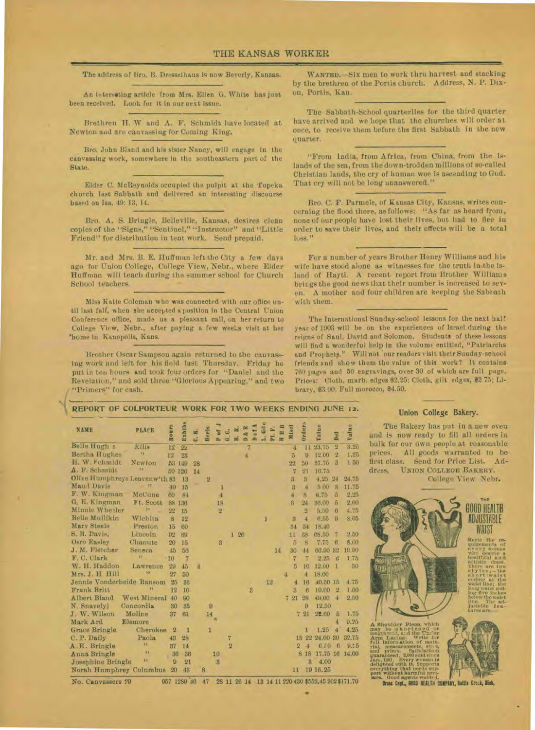The address of Bro. B. Dresselhaus is now Beverly, Kansas.

An interesting article from Mrs. Ellen G. White has just been received. Look for it in our next issue.

Brethren H. W and A. F. Schmidt have located at Newton and are canvassing for Coming King.

Bro. John Bland and his sister Nancy, will engage in the canvassing work, somewhere in the southeastern part of the State.

Elder C. McReynolds occupied the pulpit at the Topeka church last Sabbath and delivered an interesting discourse based on Isa. 49: 13, 14.

Bro. A. S. Bringle, Belleville, Kansas, desires clean copies of the "Signs," "Sentinel," "Instructor" and "Little Friend" for distribution in tent work. Send prepaid.

Mr. and Mrs. B. E. Huffman left the City a few days ago for Union College, College View, Nebr., where Elder Huffman will teach during the summer school for Church School teachers.

Miss Katie Coleman who was connected with our office until last fall, when she accepted a position in the Central Union Conference office, made us a pleasant call, on her return to College View, Nebr., after paying a few weeks visit at her home in Kanopolis, Kans.

Brother Oscar Sampson again returned to the canvassing work and left for his field last Thursday. Friday he put in ten hours and took four orders for "Daniel and the Revelation," and sold three "Glorious Appearing," and two "Primers" for cash.

WANTED.—Six men to work thru harvest and stacking by the brethren of the Portis church. Address, N. P. Dixon, Portis, Kan.

The Sabbath-School quarterlies for the third quarter have arrived and we hope that the churches will order at once, to receive them before the first Sabbath in the new quarter.

"From India, from Africa, from China, from the islands of the sea, from the down-trodden millions of so-called Christian lands, the cry of human woe is ascending to God. That cry will not be long unanswered."

Bro. C. F. Parmele, of Kansas City, Kansas, writes concerning the flood there, as follows: "As far as heard from, none of our people have lost their lives, but had to flee in order to save their lives, and their effects will be a total loss."

For a number of years Brother Henry Williams and his wife have stood alone as witnesses for the truth in the island of Hayti. A recent report from Brother Williams brings the good news that their number is increased to seven. A mother and four children are keeping the Sabbath with them.

The International Sunday-school lessons for the next half year of 1903 will be on the experiences of Israel during the reigns of Saul, David and Solomon. Students of these lessons will find a wonderful help in the volume entitled, "Patriarchs and Prophets." Will not our readers visit their Sunday-school friends and show them the value of this work? It contains 760 pages and 50 engravings, over 30 of which are full page. Prices: Cloth, marb. edges $2.25; Cloth, gilt edges, $2.75; Library, $3.00; Full morocco, $4.50.

## REPORT OF COLPORTEUR WORK FOR TWO WEEKS ENDING JUNE 12.

| NAME | PLACE | Hours | Exhibs | C. K. | Heris | P of J | G. C. | B. R. | D & R | Def A | L. Gde | Pl. F. | H H B | Misc | Orders | Value | Del | Value |
|---|---|---|---|---|---|---|---|---|---|---|---|---|---|---|---|---|---|---|
| Belle Hughes | Ellis | 12 | 22 | | | | | 7 | | | | | | 4 | 11 | 23.75 | 2 | 3.25 |
| Bertha Hughes | " | 12 | 23 | | | | | 4 | | | | | | 5 | 9 | 12.00 | 2 | 1.25 |
| H. W. Schmidt | Newton | 53 | 149 | 28 | | | | | | | | | | 22 | 50 | 37.75 | 3 | 1.50 |
| A. F. Schmidt | " | 50 | 126 | 14 | | | | | | | | | | 7 | 21 | 16.75 | | |
| Olive Humphreys | Leavenw'th | 83 | 13 | | 2 | | | | | | | | | 3 | 5 | 4.25 | 24 | 24.75 |
| Maud Davis | " | 40 | 15 | | | | 1 | | | | | | | 3 | 4 | 5.00 | 8 | 11.75 |
| F. W. Kingman | McCune | 60 | 84 | | | | 4 | | | | | | | 4 | 8 | 6.75 | 5 | 2.25 |
| G. E. Kingman | Ft. Scott | 88 | 136 | | | | 18 | | | | | | | 6 | 24 | 30.00 | 5 | 2.00 |
| Minnie Wheeler | " | 22 | 15 | | | | 2 | | | | | | | | 2 | 5.50 | 6 | 4.75 |
| Belle Mullikin | Wichita | 8 | 12 | | | | | | | | | 1 | | 3 | 4 | 6.55 | 9 | 8.05 |
| Mary Steele | Preston | 15 | 60 | | | | | | | | | | | 34 | 34 | 18.40 | | |
| S. B. Davis, | Lincoln | 92 | 89 | | | | | 1 | 26 | | | | | 11 | 38 | 68.50 | 7 | 2.50 |
| Osro Easley | Chanute | 20 | 15 | | | | 3 | | | | | | | 5 | 8 | 7.75 | 6 | 8.00 |
| J. M. Fletcher | Seneca | 45 | 56 | | | | | | | | | | 14 | 30 | 44 | 66.90 | 32 | 19.90 |
| F. C. Clark | " | 10 | 7 | | | | | | | | | | | 7 | 7 | 2.25 | 6 | 1.75 |
| W. H. Haddon | Lawrence | 29 | 45 | 4 | | | | | | | | | | 5 | 10 | 12.00 | 1 | 50 |
| Mrs. J. H Hill | " | 27 | 50 | | | | | | | | | | 4 | | 4 | 18.00 | | |
| Jennie Vonderheide | Ransom | 25 | 33 | | | | | | | | | 12 | | 4 | 16 | 40.50 | 15 | 4.75 |
| Frank Britt | " | 12 | 10 | | | | | | | | 3 | | | 3 | 6 | 10.00 | 2 | 1.00 |
| Albert Bland | West Mineral | 40 | 90 | | | | | | | | | | 7 | 21 | 28 | 49.00 | 4 | 2.50 |
| N. Snavely | Concordia | 30 | 35 | | 9 | | | | | | | | | | 9 | 12.50 | | |
| J. W. Wilson | Moline | 37 | 61 | | 14 | | | | | | | | | 7 | 21 | 22.60 | 5 | 1.75 |
| Mark Ard | Elsmore | | | | | | | | | | | | | | | | 4 | 9.25 |
| Grace Bringle | Cherokee | 2 | 1 | | 1 | | | | | | | | | | 1 | 1.25 | 4 | 4.25 |
| C. P. Daily | Paola | 43 | 28 | | | | | 7 | | | | | | 15 | 22 | 24.00 | 30 | 32.75 |
| A. E. Bringle | " | 37 | 14 | | | | | 2 | | | | | | 2 | 4 | 6.70 | 6 | 9.25 |
| Anna Bringle | " | 30 | 36 | | | | 10 | | | | | | | 8 | 18 | 17.75 | 16 | 14.00 |
| Josephine Bringle | " | 9 | 21 | | | | 3 | | | | | | | | 3 | 4.00 | | |
| Norah Humphrey | Columbus | 20 | 43 | | 8 | | | | | | | | | 11 | 19 | 16.25 | | |
| No. Canvassers 29 | | 957 | 1289 | 46 | 47 | 28 | 11 | 26 | 14 | 13 | 14 | 11 | | 220 | 480 | $552.45 | 202 | $171.70 |

## Union College Bakery.

The Bakery has put in a new oven and is now ready to fill all orders in bulk for our own people at reasonable prices. All goods warranted to be first class. Send for Price List. Address, UNION COLLEGE BAKERY, College View Nebr.

THE GOOD HEALTH ADJUSTABLE WAIST

Meets the requirements of every woman who desires a healthful and artistic dress. There are two styles,—the short waist ending at the waist line; the long waist ending five inches below the waist line. The adjustable features are:—

A Shoulder Piece, which may be shortened or lengthened, and the Under Arm Lacing. Write for full information of material, measurements, sizes, and prices. Satisfaction guaranteed. 2,000 sold since Jan., 1901. Every woman is delighted with it. Supports everything that needs support without harmful pressure. Good agents wanted.

Dress Dept., GOOD HEALTH COMPANY, Battle Creek, Mich.